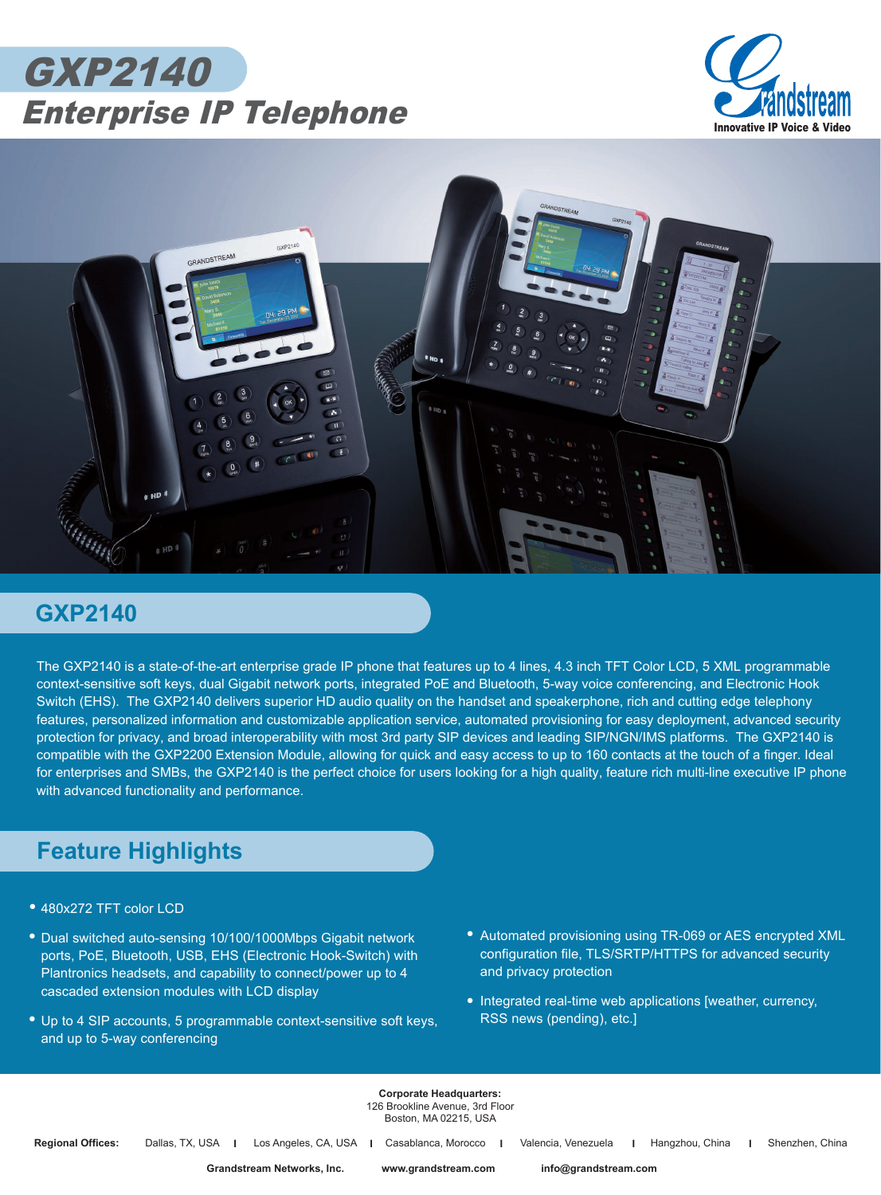# GXP2140

## Enterprise IP Telephone

Grandstream
Innovative IP Voice & Video

## GXP2140

The GXP2140 is a state-of-the-art enterprise grade IP phone that features up to 4 lines, 4.3 inch TFT Color LCD, 5 XML programmable context-sensitive soft keys, dual Gigabit network ports, integrated PoE and Bluetooth, 5-way voice conferencing, and Electronic Hook Switch (EHS). The GXP2140 delivers superior HD audio quality on the handset and speakerphone, rich and cutting edge telephony features, personalized information and customizable application service, automated provisioning for easy deployment, advanced security protection for privacy, and broad interoperability with most 3rd party SIP devices and leading SIP/NGN/IMS platforms. The GXP2140 is compatible with the GXP2200 Extension Module, allowing for quick and easy access to up to 160 contacts at the touch of a finger. Ideal for enterprises and SMBs, the GXP2140 is the perfect choice for users looking for a high quality, feature rich multi-line executive IP phone with advanced functionality and performance.

## Feature Highlights

- 480x272 TFT color LCD
- Dual switched auto-sensing 10/100/1000Mbps Gigabit network ports, PoE, Bluetooth, USB, EHS (Electronic Hook-Switch) with Plantronics headsets, and capability to connect/power up to 4 cascaded extension modules with LCD display
- Up to 4 SIP accounts, 5 programmable context-sensitive soft keys, and up to 5-way conferencing
- Automated provisioning using TR-069 or AES encrypted XML configuration file, TLS/SRTP/HTTPS for advanced security and privacy protection
- Integrated real-time web applications [weather, currency, RSS news (pending), etc.]

**Corporate Headquarters:**
126 Brookline Avenue, 3rd Floor
Boston, MA 02215, USA

**Regional Offices:** Dallas, TX, USA | Los Angeles, CA, USA | Casablanca, Morocco | Valencia, Venezuela | Hangzhou, China | Shenzhen, China

**Grandstream Networks, Inc.** **www.grandstream.com** **info@grandstream.com**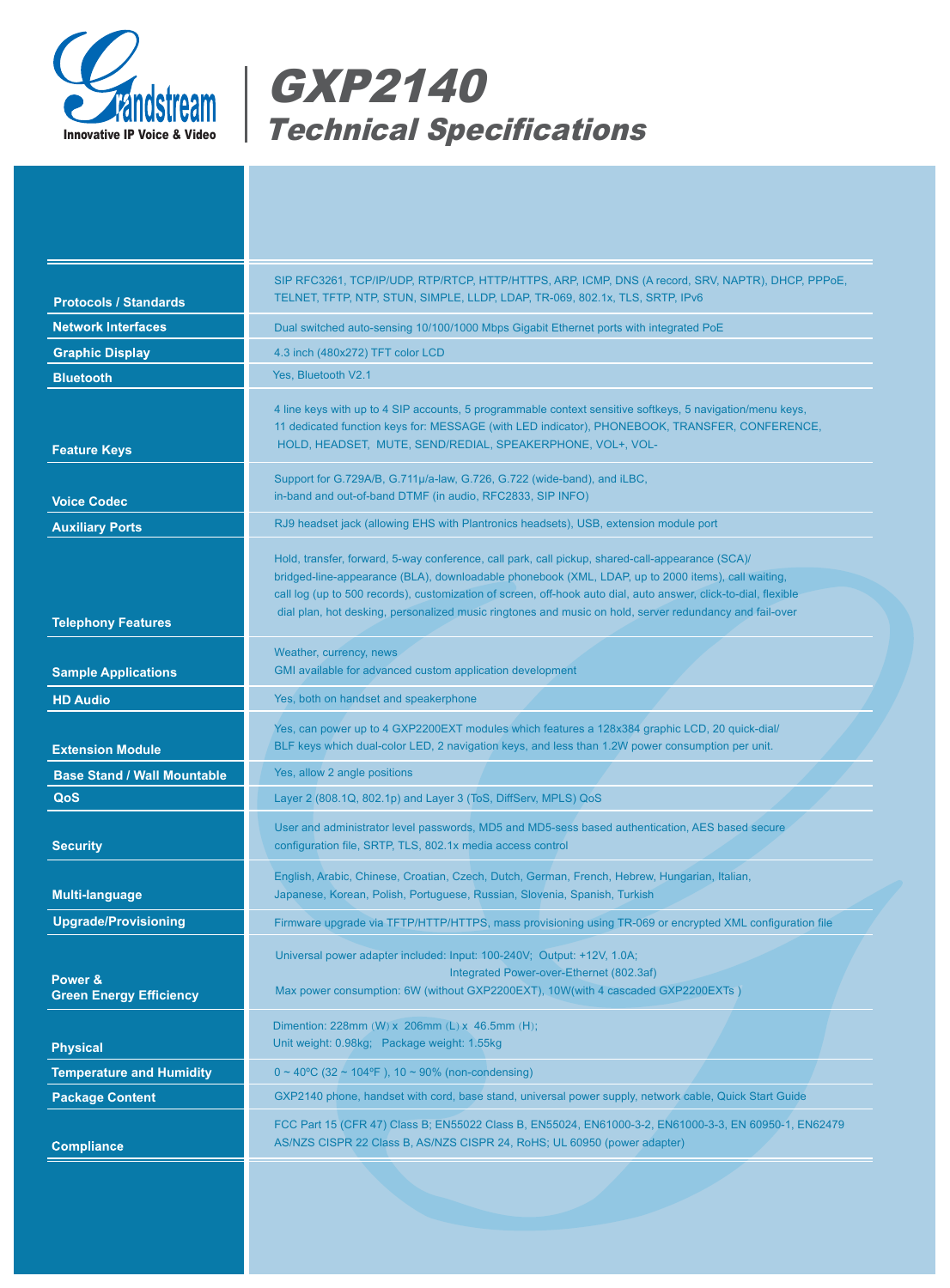# GXP2140

## Technical Specifications

| | |
|---|---|
| **Protocols / Standards** | SIP RFC3261, TCP/IP/UDP, RTP/RTCP, HTTP/HTTPS, ARP, ICMP, DNS (A record, SRV, NAPTR), DHCP, PPPoE, TELNET, TFTP, NTP, STUN, SIMPLE, LLDP, LDAP, TR-069, 802.1x, TLS, SRTP, IPv6 |
| **Network Interfaces** | Dual switched auto-sensing 10/100/1000 Mbps Gigabit Ethernet ports with integrated PoE |
| **Graphic Display** | 4.3 inch (480x272) TFT color LCD |
| **Bluetooth** | Yes, Bluetooth V2.1 |
| **Feature Keys** | 4 line keys with up to 4 SIP accounts, 5 programmable context sensitive softkeys, 5 navigation/menu keys, 11 dedicated function keys for: MESSAGE (with LED indicator), PHONEBOOK, TRANSFER, CONFERENCE, HOLD, HEADSET, MUTE, SEND/REDIAL, SPEAKERPHONE, VOL+, VOL- |
| **Voice Codec** | Support for G.729A/B, G.711μ/a-law, G.726, G.722 (wide-band), and iLBC, in-band and out-of-band DTMF (in audio, RFC2833, SIP INFO) |
| **Auxiliary Ports** | RJ9 headset jack (allowing EHS with Plantronics headsets), USB, extension module port |
| **Telephony Features** | Hold, transfer, forward, 5-way conference, call park, call pickup, shared-call-appearance (SCA)/ bridged-line-appearance (BLA), downloadable phonebook (XML, LDAP, up to 2000 items), call waiting, call log (up to 500 records), customization of screen, off-hook auto dial, auto answer, click-to-dial, flexible dial plan, hot desking, personalized music ringtones and music on hold, server redundancy and fail-over |
| **Sample Applications** | Weather, currency, news<br>GMI available for advanced custom application development |
| **HD Audio** | Yes, both on handset and speakerphone |
| **Extension Module** | Yes, can power up to 4 GXP2200EXT modules which features a 128x384 graphic LCD, 20 quick-dial/ BLF keys which dual-color LED, 2 navigation keys, and less than 1.2W power consumption per unit. |
| **Base Stand / Wall Mountable** | Yes, allow 2 angle positions |
| **QoS** | Layer 2 (808.1Q, 802.1p) and Layer 3 (ToS, DiffServ, MPLS) QoS |
| **Security** | User and administrator level passwords, MD5 and MD5-sess based authentication, AES based secure configuration file, SRTP, TLS, 802.1x media access control |
| **Multi-language** | English, Arabic, Chinese, Croatian, Czech, Dutch, German, French, Hebrew, Hungarian, Italian, Japanese, Korean, Polish, Portuguese, Russian, Slovenia, Spanish, Turkish |
| **Upgrade/Provisioning** | Firmware upgrade via TFTP/HTTP/HTTPS, mass provisioning using TR-069 or encrypted XML configuration file |
| **Power & Green Energy Efficiency** | Universal power adapter included: Input: 100-240V; Output: +12V, 1.0A;<br>Integrated Power-over-Ethernet (802.3af)<br>Max power consumption: 6W (without GXP2200EXT), 10W(with 4 cascaded GXP2200EXTs ) |
| **Physical** | Dimention: 228mm (W) x 206mm (L) x 46.5mm (H);<br>Unit weight: 0.98kg; Package weight: 1.55kg |
| **Temperature and Humidity** | 0 ~ 40ºC (32 ~ 104ºF ), 10 ~ 90% (non-condensing) |
| **Package Content** | GXP2140 phone, handset with cord, base stand, universal power supply, network cable, Quick Start Guide |
| **Compliance** | FCC Part 15 (CFR 47) Class B; EN55022 Class B, EN55024, EN61000-3-2, EN61000-3-3, EN 60950-1, EN62479 AS/NZS CISPR 22 Class B, AS/NZS CISPR 24, RoHS; UL 60950 (power adapter) |